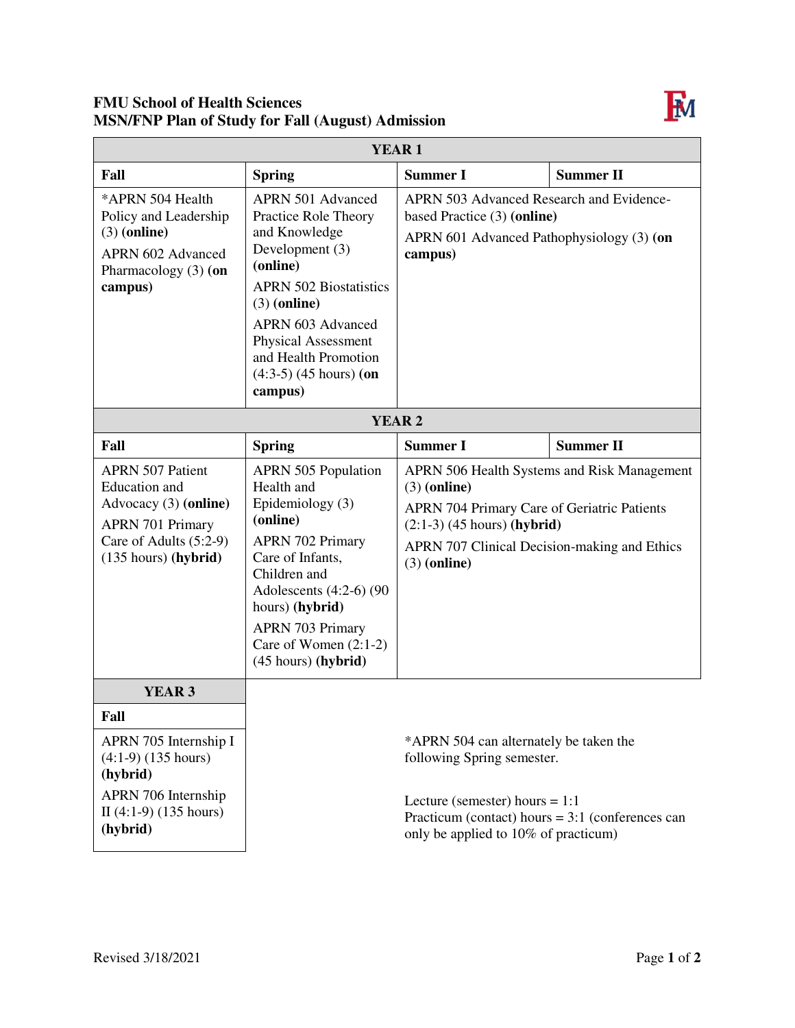**FMU School of Health Sciences**
**MSN/FNP Plan of Study for Fall (August) Admission**

| **YEAR 1** | | | |
|---|---|---|---|
| **Fall** | **Spring** | **Summer I** | **Summer II** |
| *APRN 504 Health Policy and Leadership (3) **(online)**<br>APRN 602 Advanced Pharmacology (3) **(on campus)** | APRN 501 Advanced Practice Role Theory and Knowledge Development (3) **(online)**<br>APRN 502 Biostatistics (3) **(online)**<br>APRN 603 Advanced Physical Assessment and Health Promotion (4:3-5) (45 hours) **(on campus)** | APRN 503 Advanced Research and Evidence-based Practice (3) **(online)**<br>APRN 601 Advanced Pathophysiology (3) **(on campus)** | |

| **YEAR 2** | | | |
|---|---|---|---|
| **Fall** | **Spring** | **Summer I** | **Summer II** |
| APRN 507 Patient Education and Advocacy (3) **(online)**<br>APRN 701 Primary Care of Adults (5:2-9) (135 hours) **(hybrid)** | APRN 505 Population Health and Epidemiology (3) **(online)**<br>APRN 702 Primary Care of Infants, Children and Adolescents (4:2-6) (90 hours) **(hybrid)**<br>APRN 703 Primary Care of Women (2:1-2) (45 hours) **(hybrid)** | APRN 506 Health Systems and Risk Management (3) **(online)**<br>APRN 704 Primary Care of Geriatric Patients (2:1-3) (45 hours) **(hybrid)**<br>APRN 707 Clinical Decision-making and Ethics (3) **(online)** | |

| **YEAR 3** |
|---|
| **Fall** |
| APRN 705 Internship I (4:1-9) (135 hours) **(hybrid)**<br>APRN 706 Internship II (4:1-9) (135 hours) **(hybrid)** |

*APRN 504 can alternately be taken the following Spring semester.

Lecture (semester) hours = 1:1
Practicum (contact) hours = 3:1 (conferences can only be applied to 10% of practicum)

Revised 3/18/2021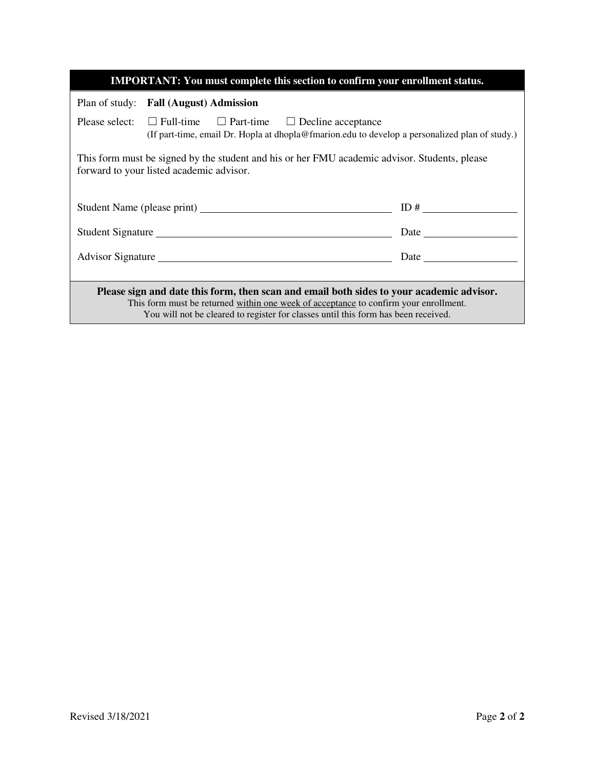**IMPORTANT: You must complete this section to confirm your enrollment status.**

Plan of study: **Fall (August) Admission**

Please select: ☐ Full-time ☐ Part-time ☐ Decline acceptance
(If part-time, email Dr. Hopla at dhopla@fmarion.edu to develop a personalized plan of study.)

This form must be signed by the student and his or her FMU academic advisor. Students, please forward to your listed academic advisor.

Student Name (please print) ______________________________ ID # ______________

Student Signature ______________________________ Date ______________

Advisor Signature ______________________________ Date ______________

**Please sign and date this form, then scan and email both sides to your academic advisor.**
This form must be returned within one week of acceptance to confirm your enrollment.
You will not be cleared to register for classes until this form has been received.

Revised 3/18/2021